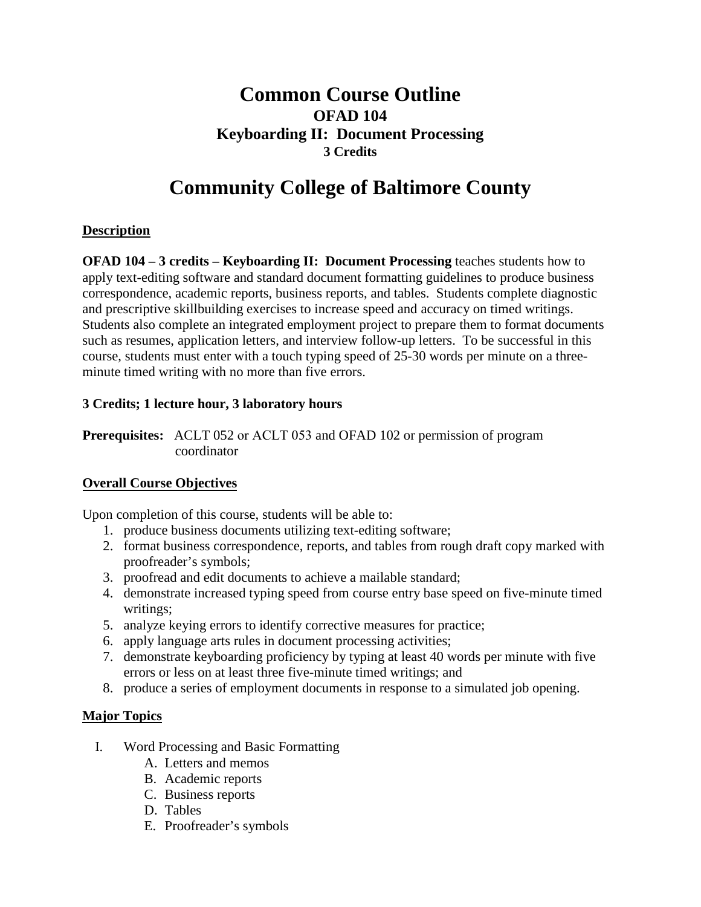# Common Course Outline

## OFAD 104

## Keyboarding II: Document Processing

**3 Credits**

# Community College of Baltimore County

## Description

**OFAD 104 – 3 credits – Keyboarding II: Document Processing** teaches students how to apply text-editing software and standard document formatting guidelines to produce business correspondence, academic reports, business reports, and tables. Students complete diagnostic and prescriptive skillbuilding exercises to increase speed and accuracy on timed writings. Students also complete an integrated employment project to prepare them to format documents such as resumes, application letters, and interview follow-up letters. To be successful in this course, students must enter with a touch typing speed of 25-30 words per minute on a three-minute timed writing with no more than five errors.

**3 Credits; 1 lecture hour, 3 laboratory hours**

**Prerequisites:** ACLT 052 or ACLT 053 and OFAD 102 or permission of program coordinator

## Overall Course Objectives

Upon completion of this course, students will be able to:

1. produce business documents utilizing text-editing software;
2. format business correspondence, reports, and tables from rough draft copy marked with proofreader's symbols;
3. proofread and edit documents to achieve a mailable standard;
4. demonstrate increased typing speed from course entry base speed on five-minute timed writings;
5. analyze keying errors to identify corrective measures for practice;
6. apply language arts rules in document processing activities;
7. demonstrate keyboarding proficiency by typing at least 40 words per minute with five errors or less on at least three five-minute timed writings; and
8. produce a series of employment documents in response to a simulated job opening.

## Major Topics

I. Word Processing and Basic Formatting
   - A. Letters and memos
   - B. Academic reports
   - C. Business reports
   - D. Tables
   - E. Proofreader's symbols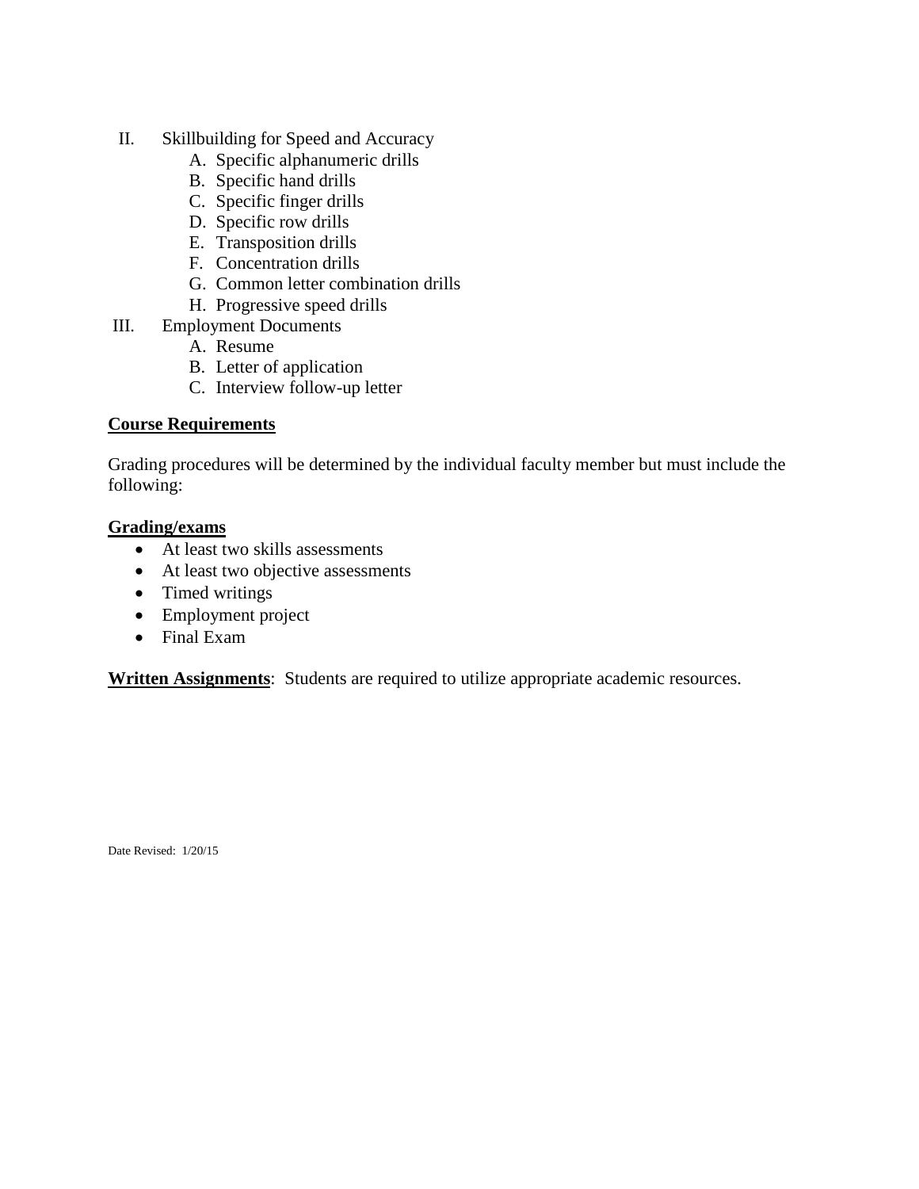II. Skillbuilding for Speed and Accuracy
    A. Specific alphanumeric drills
    B. Specific hand drills
    C. Specific finger drills
    D. Specific row drills
    E. Transposition drills
    F. Concentration drills
    G. Common letter combination drills
    H. Progressive speed drills

III. Employment Documents
    A. Resume
    B. Letter of application
    C. Interview follow-up letter

**Course Requirements**

Grading procedures will be determined by the individual faculty member but must include the following:

**Grading/exams**

- At least two skills assessments
- At least two objective assessments
- Timed writings
- Employment project
- Final Exam

**Written Assignments**: Students are required to utilize appropriate academic resources.

Date Revised: 1/20/15